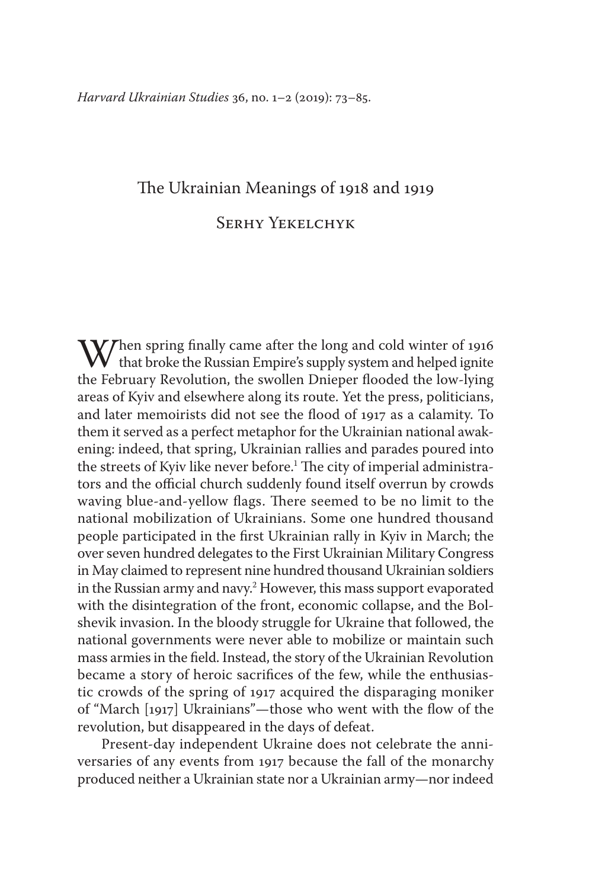# The Ukrainian Meanings of 1918 and 1919

## Serhy Yekelchyk

When spring finally came after the long and cold winter of 1916 that broke the Russian Empire's supply system and helped ignite the February Revolution, the swollen Dnieper flooded the low-lying areas of Kyiv and elsewhere along its route. Yet the press, politicians, and later memoirists did not see the flood of 1917 as a calamity. To them it served as a perfect metaphor for the Ukrainian national awakening: indeed, that spring, Ukrainian rallies and parades poured into the streets of Kyiv like never before.[1] The city of imperial administrators and the official church suddenly found itself overrun by crowds waving blue-and-yellow flags. There seemed to be no limit to the national mobilization of Ukrainians. Some one hundred thousand people participated in the first Ukrainian rally in Kyiv in March; the over seven hundred delegates to the First Ukrainian Military Congress in May claimed to represent nine hundred thousand Ukrainian soldiers in the Russian army and navy.[2] However, this mass support evaporated with the disintegration of the front, economic collapse, and the Bolshevik invasion. In the bloody struggle for Ukraine that followed, the national governments were never able to mobilize or maintain such mass armies in the field. Instead, the story of the Ukrainian Revolution became a story of heroic sacrifices of the few, while the enthusiastic crowds of the spring of 1917 acquired the disparaging moniker of "March [1917] Ukrainians"—those who went with the flow of the revolution, but disappeared in the days of defeat.

Present-day independent Ukraine does not celebrate the anniversaries of any events from 1917 because the fall of the monarchy produced neither a Ukrainian state nor a Ukrainian army—nor indeed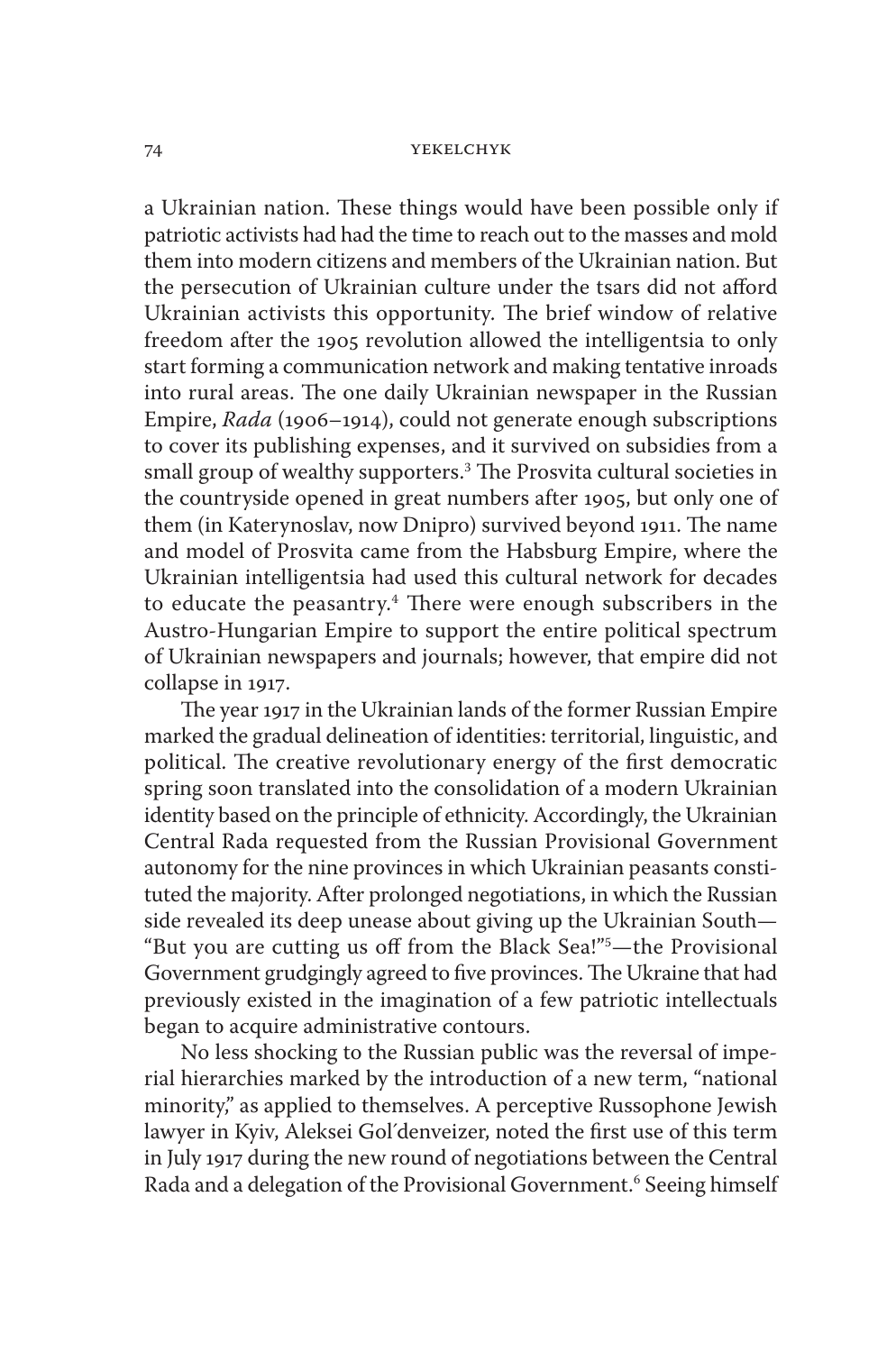a Ukrainian nation. These things would have been possible only if patriotic activists had had the time to reach out to the masses and mold them into modern citizens and members of the Ukrainian nation. But the persecution of Ukrainian culture under the tsars did not afford Ukrainian activists this opportunity. The brief window of relative freedom after the 1905 revolution allowed the intelligentsia to only start forming a communication network and making tentative inroads into rural areas. The one daily Ukrainian newspaper in the Russian Empire, *Rada* (1906–1914), could not generate enough subscriptions to cover its publishing expenses, and it survived on subsidies from a small group of wealthy supporters.[3] The Prosvita cultural societies in the countryside opened in great numbers after 1905, but only one of them (in Katerynoslav, now Dnipro) survived beyond 1911. The name and model of Prosvita came from the Habsburg Empire, where the Ukrainian intelligentsia had used this cultural network for decades to educate the peasantry.[4] There were enough subscribers in the Austro-Hungarian Empire to support the entire political spectrum of Ukrainian newspapers and journals; however, that empire did not collapse in 1917.

The year 1917 in the Ukrainian lands of the former Russian Empire marked the gradual delineation of identities: territorial, linguistic, and political. The creative revolutionary energy of the first democratic spring soon translated into the consolidation of a modern Ukrainian identity based on the principle of ethnicity. Accordingly, the Ukrainian Central Rada requested from the Russian Provisional Government autonomy for the nine provinces in which Ukrainian peasants constituted the majority. After prolonged negotiations, in which the Russian side revealed its deep unease about giving up the Ukrainian South—"But you are cutting us off from the Black Sea!"[5]—the Provisional Government grudgingly agreed to five provinces. The Ukraine that had previously existed in the imagination of a few patriotic intellectuals began to acquire administrative contours.

No less shocking to the Russian public was the reversal of imperial hierarchies marked by the introduction of a new term, "national minority," as applied to themselves. A perceptive Russophone Jewish lawyer in Kyiv, Aleksei Gol′denveizer, noted the first use of this term in July 1917 during the new round of negotiations between the Central Rada and a delegation of the Provisional Government.[6] Seeing himself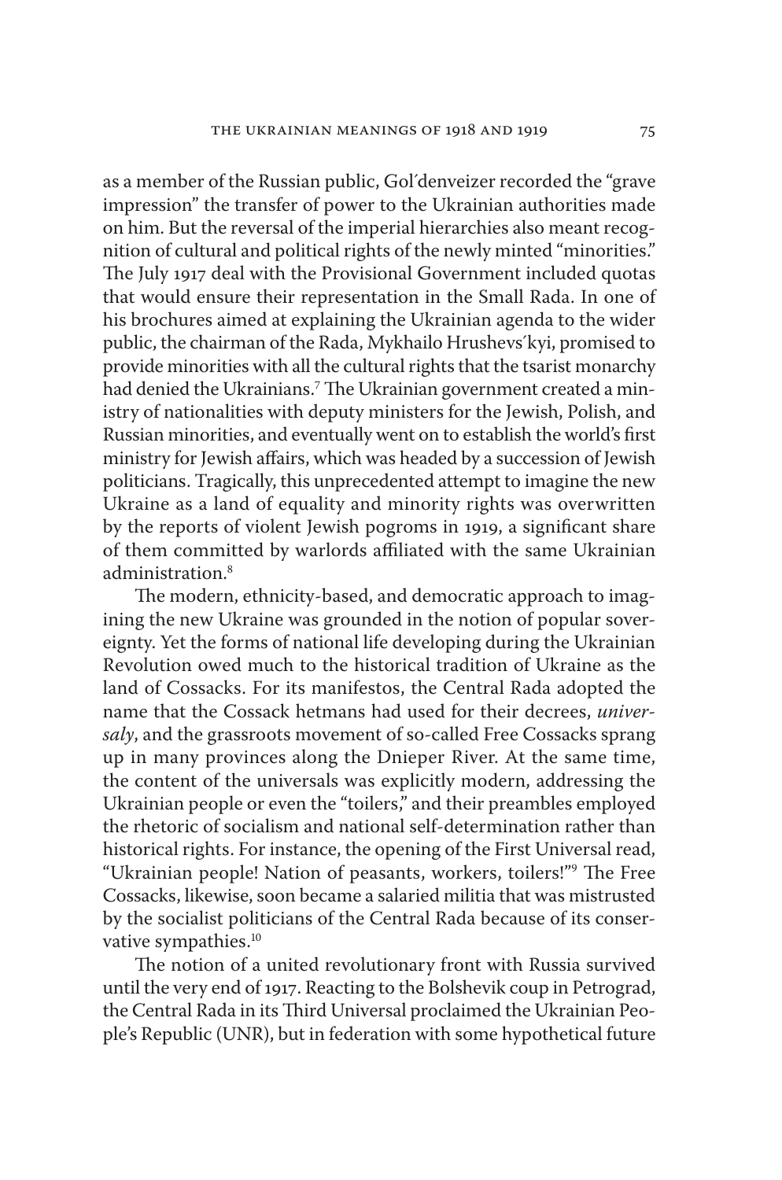as a member of the Russian public, Gol′denveizer recorded the "grave impression" the transfer of power to the Ukrainian authorities made on him. But the reversal of the imperial hierarchies also meant recognition of cultural and political rights of the newly minted "minorities." The July 1917 deal with the Provisional Government included quotas that would ensure their representation in the Small Rada. In one of his brochures aimed at explaining the Ukrainian agenda to the wider public, the chairman of the Rada, Mykhailo Hrushevs′kyi, promised to provide minorities with all the cultural rights that the tsarist monarchy had denied the Ukrainians.[7] The Ukrainian government created a ministry of nationalities with deputy ministers for the Jewish, Polish, and Russian minorities, and eventually went on to establish the world's first ministry for Jewish affairs, which was headed by a succession of Jewish politicians. Tragically, this unprecedented attempt to imagine the new Ukraine as a land of equality and minority rights was overwritten by the reports of violent Jewish pogroms in 1919, a significant share of them committed by warlords affiliated with the same Ukrainian administration.[8]

The modern, ethnicity-based, and democratic approach to imagining the new Ukraine was grounded in the notion of popular sovereignty. Yet the forms of national life developing during the Ukrainian Revolution owed much to the historical tradition of Ukraine as the land of Cossacks. For its manifestos, the Central Rada adopted the name that the Cossack hetmans had used for their decrees, *universaly*, and the grassroots movement of so-called Free Cossacks sprang up in many provinces along the Dnieper River. At the same time, the content of the universals was explicitly modern, addressing the Ukrainian people or even the "toilers," and their preambles employed the rhetoric of socialism and national self-determination rather than historical rights. For instance, the opening of the First Universal read, "Ukrainian people! Nation of peasants, workers, toilers!"[9] The Free Cossacks, likewise, soon became a salaried militia that was mistrusted by the socialist politicians of the Central Rada because of its conservative sympathies.[10]

The notion of a united revolutionary front with Russia survived until the very end of 1917. Reacting to the Bolshevik coup in Petrograd, the Central Rada in its Third Universal proclaimed the Ukrainian People's Republic (UNR), but in federation with some hypothetical future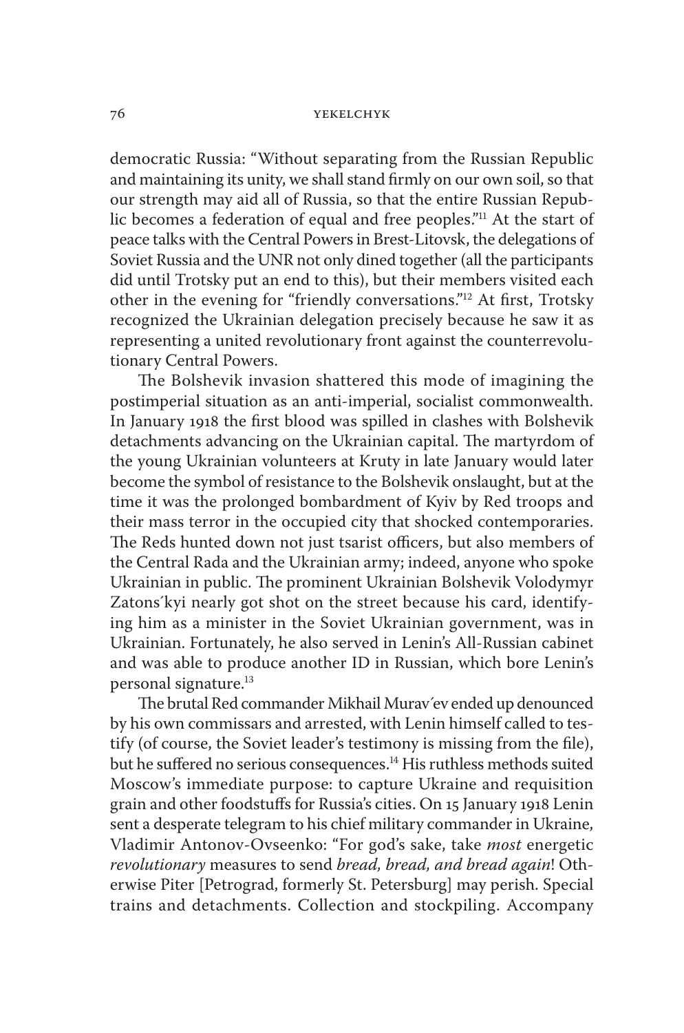democratic Russia: "Without separating from the Russian Republic and maintaining its unity, we shall stand firmly on our own soil, so that our strength may aid all of Russia, so that the entire Russian Republic becomes a federation of equal and free peoples."[11] At the start of peace talks with the Central Powers in Brest-Litovsk, the delegations of Soviet Russia and the UNR not only dined together (all the participants did until Trotsky put an end to this), but their members visited each other in the evening for "friendly conversations."[12] At first, Trotsky recognized the Ukrainian delegation precisely because he saw it as representing a united revolutionary front against the counterrevolutionary Central Powers.

The Bolshevik invasion shattered this mode of imagining the postimperial situation as an anti-imperial, socialist commonwealth. In January 1918 the first blood was spilled in clashes with Bolshevik detachments advancing on the Ukrainian capital. The martyrdom of the young Ukrainian volunteers at Kruty in late January would later become the symbol of resistance to the Bolshevik onslaught, but at the time it was the prolonged bombardment of Kyiv by Red troops and their mass terror in the occupied city that shocked contemporaries. The Reds hunted down not just tsarist officers, but also members of the Central Rada and the Ukrainian army; indeed, anyone who spoke Ukrainian in public. The prominent Ukrainian Bolshevik Volodymyr Zatons′kyi nearly got shot on the street because his card, identifying him as a minister in the Soviet Ukrainian government, was in Ukrainian. Fortunately, he also served in Lenin's All-Russian cabinet and was able to produce another ID in Russian, which bore Lenin's personal signature.[13]

The brutal Red commander Mikhail Murav′ev ended up denounced by his own commissars and arrested, with Lenin himself called to testify (of course, the Soviet leader's testimony is missing from the file), but he suffered no serious consequences.[14] His ruthless methods suited Moscow's immediate purpose: to capture Ukraine and requisition grain and other foodstuffs for Russia's cities. On 15 January 1918 Lenin sent a desperate telegram to his chief military commander in Ukraine, Vladimir Antonov-Ovseenko: "For god's sake, take *most* energetic *revolutionary* measures to send *bread, bread, and bread again*! Otherwise Piter [Petrograd, formerly St. Petersburg] may perish. Special trains and detachments. Collection and stockpiling. Accompany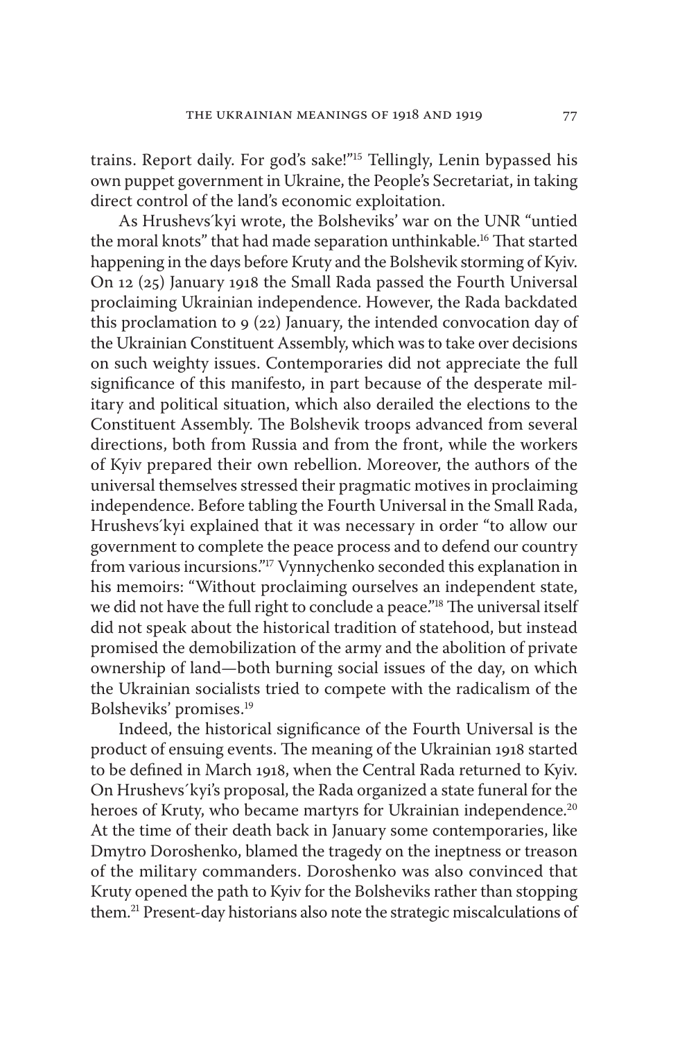trains. Report daily. For god's sake!"[15] Tellingly, Lenin bypassed his own puppet government in Ukraine, the People's Secretariat, in taking direct control of the land's economic exploitation.

As Hrushevs´kyi wrote, the Bolsheviks' war on the UNR "untied the moral knots" that had made separation unthinkable.[16] That started happening in the days before Kruty and the Bolshevik storming of Kyiv. On 12 (25) January 1918 the Small Rada passed the Fourth Universal proclaiming Ukrainian independence. However, the Rada backdated this proclamation to 9 (22) January, the intended convocation day of the Ukrainian Constituent Assembly, which was to take over decisions on such weighty issues. Contemporaries did not appreciate the full significance of this manifesto, in part because of the desperate military and political situation, which also derailed the elections to the Constituent Assembly. The Bolshevik troops advanced from several directions, both from Russia and from the front, while the workers of Kyiv prepared their own rebellion. Moreover, the authors of the universal themselves stressed their pragmatic motives in proclaiming independence. Before tabling the Fourth Universal in the Small Rada, Hrushevs´kyi explained that it was necessary in order "to allow our government to complete the peace process and to defend our country from various incursions."[17] Vynnychenko seconded this explanation in his memoirs: "Without proclaiming ourselves an independent state, we did not have the full right to conclude a peace."[18] The universal itself did not speak about the historical tradition of statehood, but instead promised the demobilization of the army and the abolition of private ownership of land—both burning social issues of the day, on which the Ukrainian socialists tried to compete with the radicalism of the Bolsheviks' promises.[19]

Indeed, the historical significance of the Fourth Universal is the product of ensuing events. The meaning of the Ukrainian 1918 started to be defined in March 1918, when the Central Rada returned to Kyiv. On Hrushevs´kyi's proposal, the Rada organized a state funeral for the heroes of Kruty, who became martyrs for Ukrainian independence.[20] At the time of their death back in January some contemporaries, like Dmytro Doroshenko, blamed the tragedy on the ineptness or treason of the military commanders. Doroshenko was also convinced that Kruty opened the path to Kyiv for the Bolsheviks rather than stopping them.[21] Present-day historians also note the strategic miscalculations of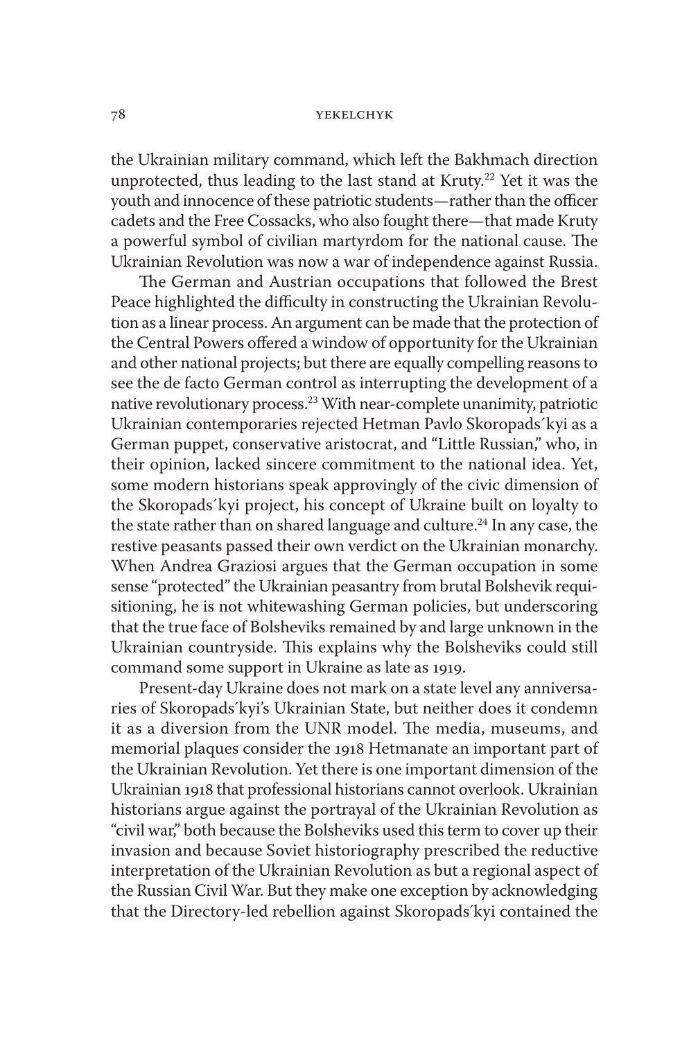the Ukrainian military command, which left the Bakhmach direction unprotected, thus leading to the last stand at Kruty.[22] Yet it was the youth and innocence of these patriotic students—rather than the officer cadets and the Free Cossacks, who also fought there—that made Kruty a powerful symbol of civilian martyrdom for the national cause. The Ukrainian Revolution was now a war of independence against Russia.

The German and Austrian occupations that followed the Brest Peace highlighted the difficulty in constructing the Ukrainian Revolution as a linear process. An argument can be made that the protection of the Central Powers offered a window of opportunity for the Ukrainian and other national projects; but there are equally compelling reasons to see the de facto German control as interrupting the development of a native revolutionary process.[23] With near-complete unanimity, patriotic Ukrainian contemporaries rejected Hetman Pavlo Skoropads´kyi as a German puppet, conservative aristocrat, and "Little Russian," who, in their opinion, lacked sincere commitment to the national idea. Yet, some modern historians speak approvingly of the civic dimension of the Skoropads´kyi project, his concept of Ukraine built on loyalty to the state rather than on shared language and culture.[24] In any case, the restive peasants passed their own verdict on the Ukrainian monarchy. When Andrea Graziosi argues that the German occupation in some sense "protected" the Ukrainian peasantry from brutal Bolshevik requisitioning, he is not whitewashing German policies, but underscoring that the true face of Bolsheviks remained by and large unknown in the Ukrainian countryside. This explains why the Bolsheviks could still command some support in Ukraine as late as 1919.

Present-day Ukraine does not mark on a state level any anniversaries of Skoropads´kyi's Ukrainian State, but neither does it condemn it as a diversion from the UNR model. The media, museums, and memorial plaques consider the 1918 Hetmanate an important part of the Ukrainian Revolution. Yet there is one important dimension of the Ukrainian 1918 that professional historians cannot overlook. Ukrainian historians argue against the portrayal of the Ukrainian Revolution as "civil war," both because the Bolsheviks used this term to cover up their invasion and because Soviet historiography prescribed the reductive interpretation of the Ukrainian Revolution as but a regional aspect of the Russian Civil War. But they make one exception by acknowledging that the Directory-led rebellion against Skoropads´kyi contained the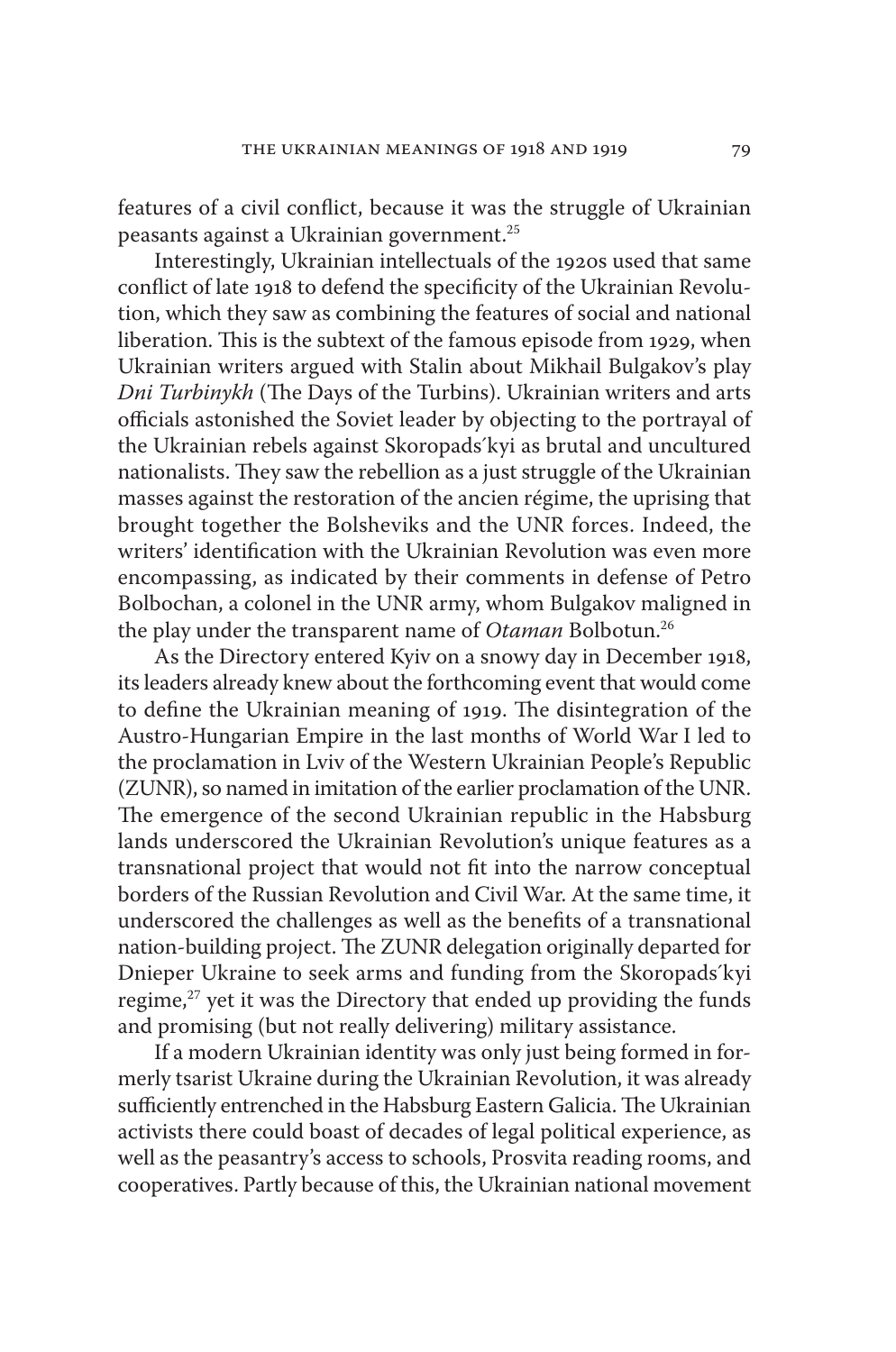features of a civil conflict, because it was the struggle of Ukrainian peasants against a Ukrainian government.[25]

Interestingly, Ukrainian intellectuals of the 1920s used that same conflict of late 1918 to defend the specificity of the Ukrainian Revolution, which they saw as combining the features of social and national liberation. This is the subtext of the famous episode from 1929, when Ukrainian writers argued with Stalin about Mikhail Bulgakov's play *Dni Turbinykh* (The Days of the Turbins). Ukrainian writers and arts officials astonished the Soviet leader by objecting to the portrayal of the Ukrainian rebels against Skoropads´kyi as brutal and uncultured nationalists. They saw the rebellion as a just struggle of the Ukrainian masses against the restoration of the ancien régime, the uprising that brought together the Bolsheviks and the UNR forces. Indeed, the writers' identification with the Ukrainian Revolution was even more encompassing, as indicated by their comments in defense of Petro Bolbochan, a colonel in the UNR army, whom Bulgakov maligned in the play under the transparent name of *Otaman* Bolbotun.[26]

As the Directory entered Kyiv on a snowy day in December 1918, its leaders already knew about the forthcoming event that would come to define the Ukrainian meaning of 1919. The disintegration of the Austro-Hungarian Empire in the last months of World War I led to the proclamation in Lviv of the Western Ukrainian People's Republic (ZUNR), so named in imitation of the earlier proclamation of the UNR. The emergence of the second Ukrainian republic in the Habsburg lands underscored the Ukrainian Revolution's unique features as a transnational project that would not fit into the narrow conceptual borders of the Russian Revolution and Civil War. At the same time, it underscored the challenges as well as the benefits of a transnational nation-building project. The ZUNR delegation originally departed for Dnieper Ukraine to seek arms and funding from the Skoropads´kyi regime,[27] yet it was the Directory that ended up providing the funds and promising (but not really delivering) military assistance.

If a modern Ukrainian identity was only just being formed in formerly tsarist Ukraine during the Ukrainian Revolution, it was already sufficiently entrenched in the Habsburg Eastern Galicia. The Ukrainian activists there could boast of decades of legal political experience, as well as the peasantry's access to schools, Prosvita reading rooms, and cooperatives. Partly because of this, the Ukrainian national movement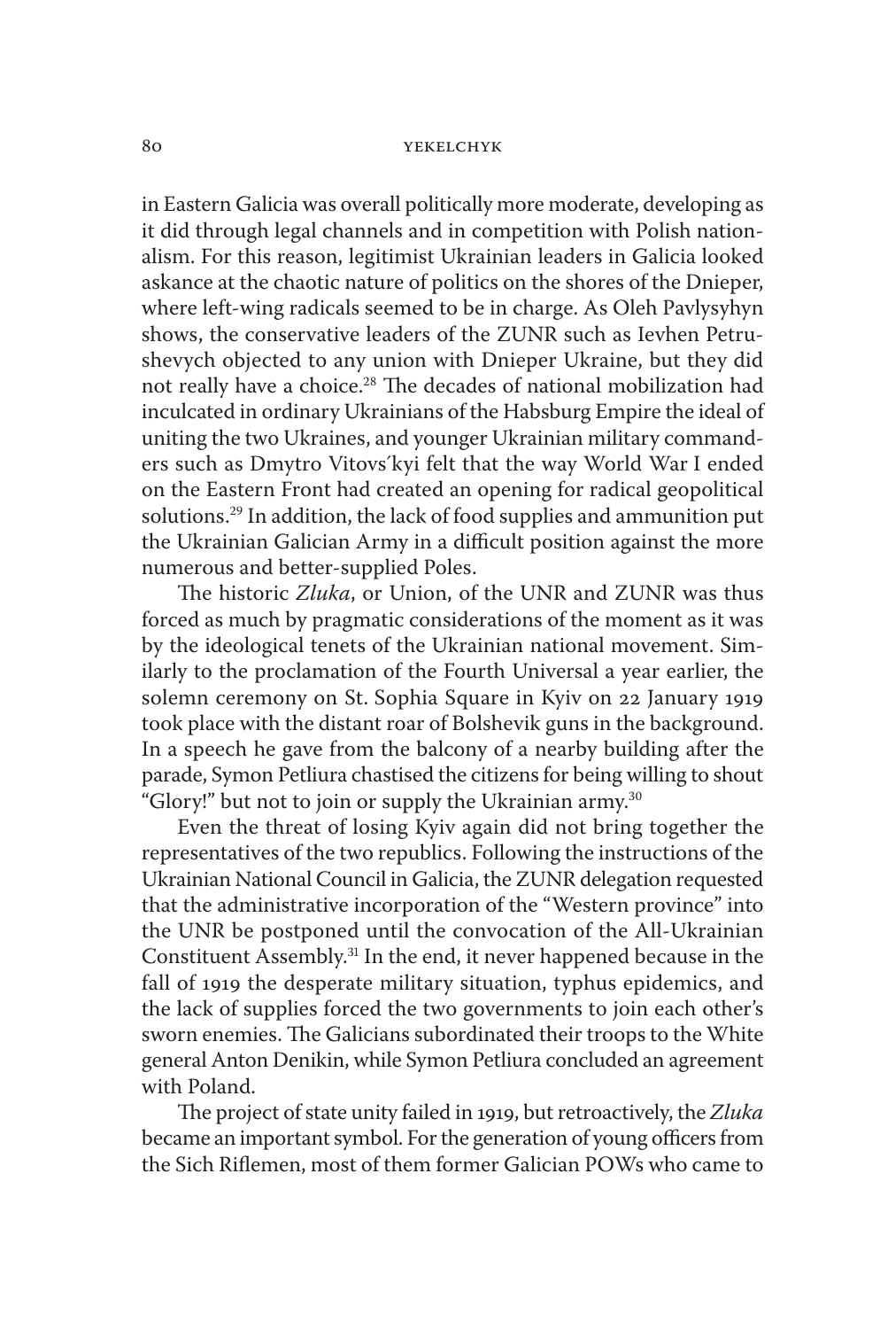in Eastern Galicia was overall politically more moderate, developing as it did through legal channels and in competition with Polish nationalism. For this reason, legitimist Ukrainian leaders in Galicia looked askance at the chaotic nature of politics on the shores of the Dnieper, where left-wing radicals seemed to be in charge. As Oleh Pavlysyhyn shows, the conservative leaders of the ZUNR such as Ievhen Petrushevych objected to any union with Dnieper Ukraine, but they did not really have a choice.[28] The decades of national mobilization had inculcated in ordinary Ukrainians of the Habsburg Empire the ideal of uniting the two Ukraines, and younger Ukrainian military commanders such as Dmytro Vitovs´kyi felt that the way World War I ended on the Eastern Front had created an opening for radical geopolitical solutions.[29] In addition, the lack of food supplies and ammunition put the Ukrainian Galician Army in a difficult position against the more numerous and better-supplied Poles.

The historic *Zluka*, or Union, of the UNR and ZUNR was thus forced as much by pragmatic considerations of the moment as it was by the ideological tenets of the Ukrainian national movement. Similarly to the proclamation of the Fourth Universal a year earlier, the solemn ceremony on St. Sophia Square in Kyiv on 22 January 1919 took place with the distant roar of Bolshevik guns in the background. In a speech he gave from the balcony of a nearby building after the parade, Symon Petliura chastised the citizens for being willing to shout "Glory!" but not to join or supply the Ukrainian army.[30]

Even the threat of losing Kyiv again did not bring together the representatives of the two republics. Following the instructions of the Ukrainian National Council in Galicia, the ZUNR delegation requested that the administrative incorporation of the "Western province" into the UNR be postponed until the convocation of the All-Ukrainian Constituent Assembly.[31] In the end, it never happened because in the fall of 1919 the desperate military situation, typhus epidemics, and the lack of supplies forced the two governments to join each other's sworn enemies. The Galicians subordinated their troops to the White general Anton Denikin, while Symon Petliura concluded an agreement with Poland.

The project of state unity failed in 1919, but retroactively, the *Zluka* became an important symbol. For the generation of young officers from the Sich Riflemen, most of them former Galician POWs who came to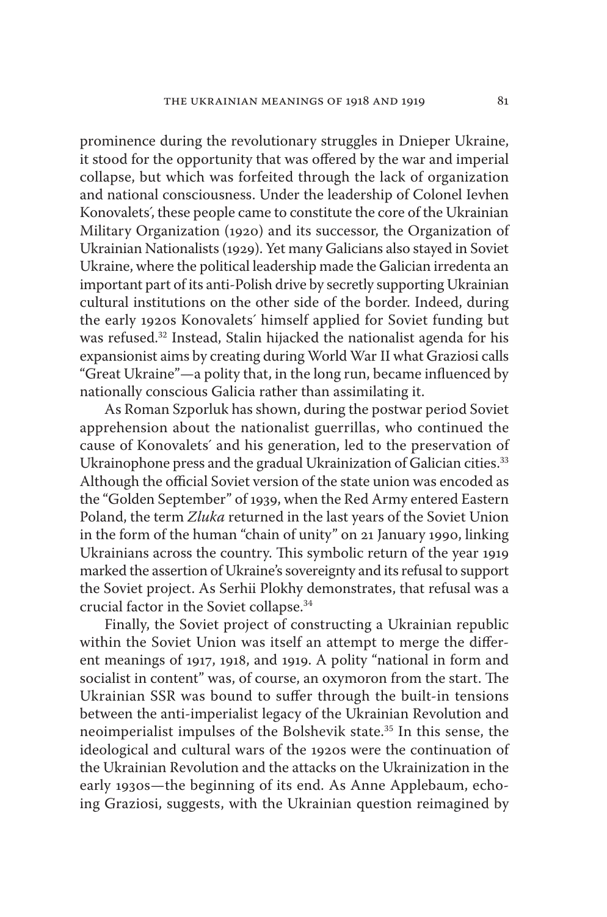prominence during the revolutionary struggles in Dnieper Ukraine, it stood for the opportunity that was offered by the war and imperial collapse, but which was forfeited through the lack of organization and national consciousness. Under the leadership of Colonel Ievhen Konovalets′, these people came to constitute the core of the Ukrainian Military Organization (1920) and its successor, the Organization of Ukrainian Nationalists (1929). Yet many Galicians also stayed in Soviet Ukraine, where the political leadership made the Galician irredenta an important part of its anti-Polish drive by secretly supporting Ukrainian cultural institutions on the other side of the border. Indeed, during the early 1920s Konovalets′ himself applied for Soviet funding but was refused.[32] Instead, Stalin hijacked the nationalist agenda for his expansionist aims by creating during World War II what Graziosi calls "Great Ukraine"—a polity that, in the long run, became influenced by nationally conscious Galicia rather than assimilating it.

As Roman Szporluk has shown, during the postwar period Soviet apprehension about the nationalist guerrillas, who continued the cause of Konovalets′ and his generation, led to the preservation of Ukrainophone press and the gradual Ukrainization of Galician cities.[33] Although the official Soviet version of the state union was encoded as the "Golden September" of 1939, when the Red Army entered Eastern Poland, the term *Zluka* returned in the last years of the Soviet Union in the form of the human "chain of unity" on 21 January 1990, linking Ukrainians across the country. This symbolic return of the year 1919 marked the assertion of Ukraine's sovereignty and its refusal to support the Soviet project. As Serhii Plokhy demonstrates, that refusal was a crucial factor in the Soviet collapse.[34]

Finally, the Soviet project of constructing a Ukrainian republic within the Soviet Union was itself an attempt to merge the different meanings of 1917, 1918, and 1919. A polity "national in form and socialist in content" was, of course, an oxymoron from the start. The Ukrainian SSR was bound to suffer through the built-in tensions between the anti-imperialist legacy of the Ukrainian Revolution and neoimperialist impulses of the Bolshevik state.[35] In this sense, the ideological and cultural wars of the 1920s were the continuation of the Ukrainian Revolution and the attacks on the Ukrainization in the early 1930s—the beginning of its end. As Anne Applebaum, echoing Graziosi, suggests, with the Ukrainian question reimagined by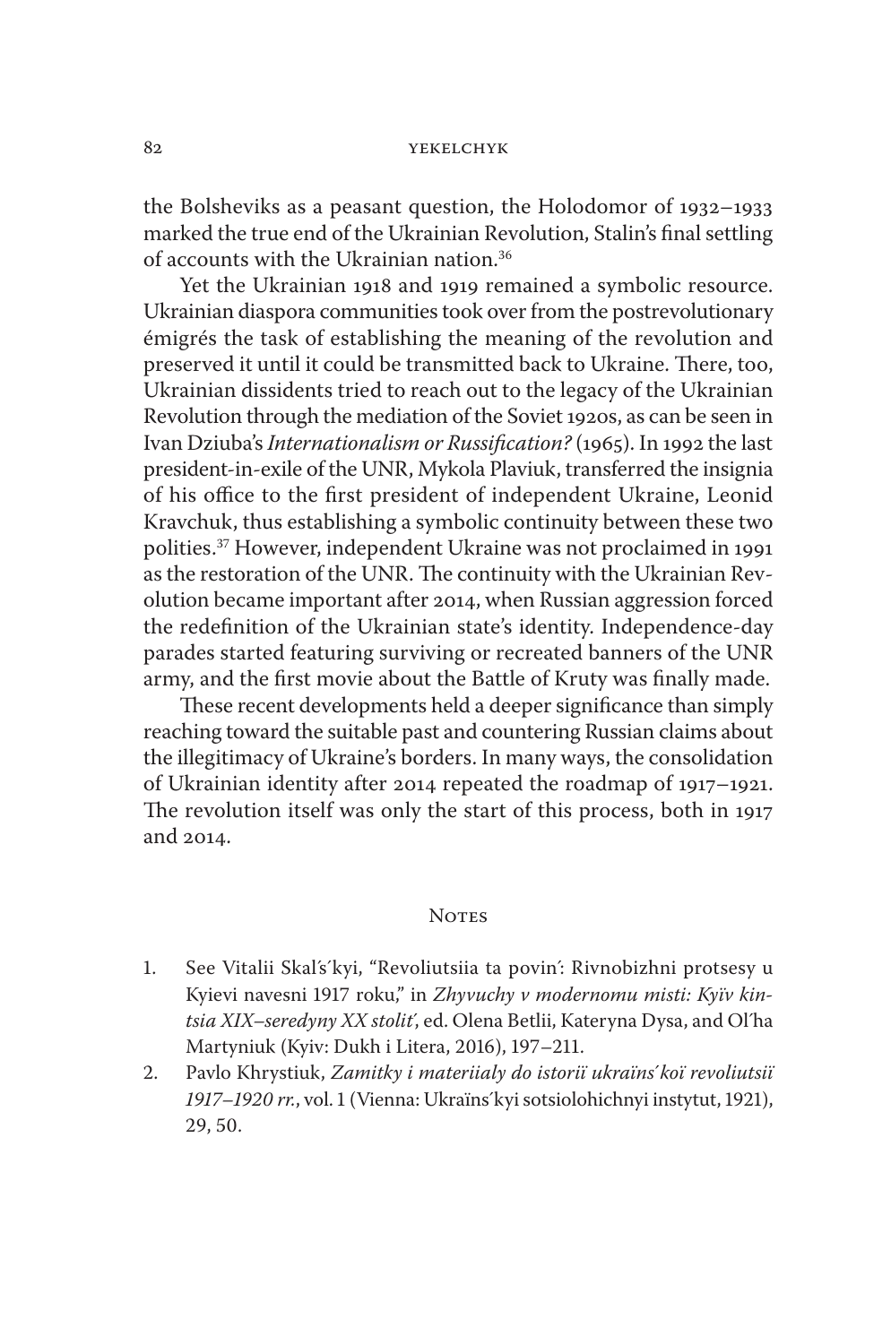the Bolsheviks as a peasant question, the Holodomor of 1932–1933 marked the true end of the Ukrainian Revolution, Stalin's final settling of accounts with the Ukrainian nation.[36]

Yet the Ukrainian 1918 and 1919 remained a symbolic resource. Ukrainian diaspora communities took over from the postrevolutionary émigrés the task of establishing the meaning of the revolution and preserved it until it could be transmitted back to Ukraine. There, too, Ukrainian dissidents tried to reach out to the legacy of the Ukrainian Revolution through the mediation of the Soviet 1920s, as can be seen in Ivan Dziuba's *Internationalism or Russification?* (1965). In 1992 the last president-in-exile of the UNR, Mykola Plaviuk, transferred the insignia of his office to the first president of independent Ukraine, Leonid Kravchuk, thus establishing a symbolic continuity between these two polities.[37] However, independent Ukraine was not proclaimed in 1991 as the restoration of the UNR. The continuity with the Ukrainian Revolution became important after 2014, when Russian aggression forced the redefinition of the Ukrainian state's identity. Independence-day parades started featuring surviving or recreated banners of the UNR army, and the first movie about the Battle of Kruty was finally made.

These recent developments held a deeper significance than simply reaching toward the suitable past and countering Russian claims about the illegitimacy of Ukraine's borders. In many ways, the consolidation of Ukrainian identity after 2014 repeated the roadmap of 1917–1921. The revolution itself was only the start of this process, both in 1917 and 2014.

## Notes

1. See Vitalii Skal′s′kyi, "Revoliutsiia ta povin′: Rivnobizhni protsesy u Kyievi navesni 1917 roku," in *Zhyvuchy v modernomu misti: Kyïv kintsia XIX–seredyny XX stolit′*, ed. Olena Betlii, Kateryna Dysa, and Ol′ha Martyniuk (Kyiv: Dukh i Litera, 2016), 197–211.
2. Pavlo Khrystiuk, *Zamitky i materiialy do istoriï ukraïns′koï revoliutsiï 1917–1920 rr.*, vol. 1 (Vienna: Ukraïns′kyi sotsiolohichnyi instytut, 1921), 29, 50.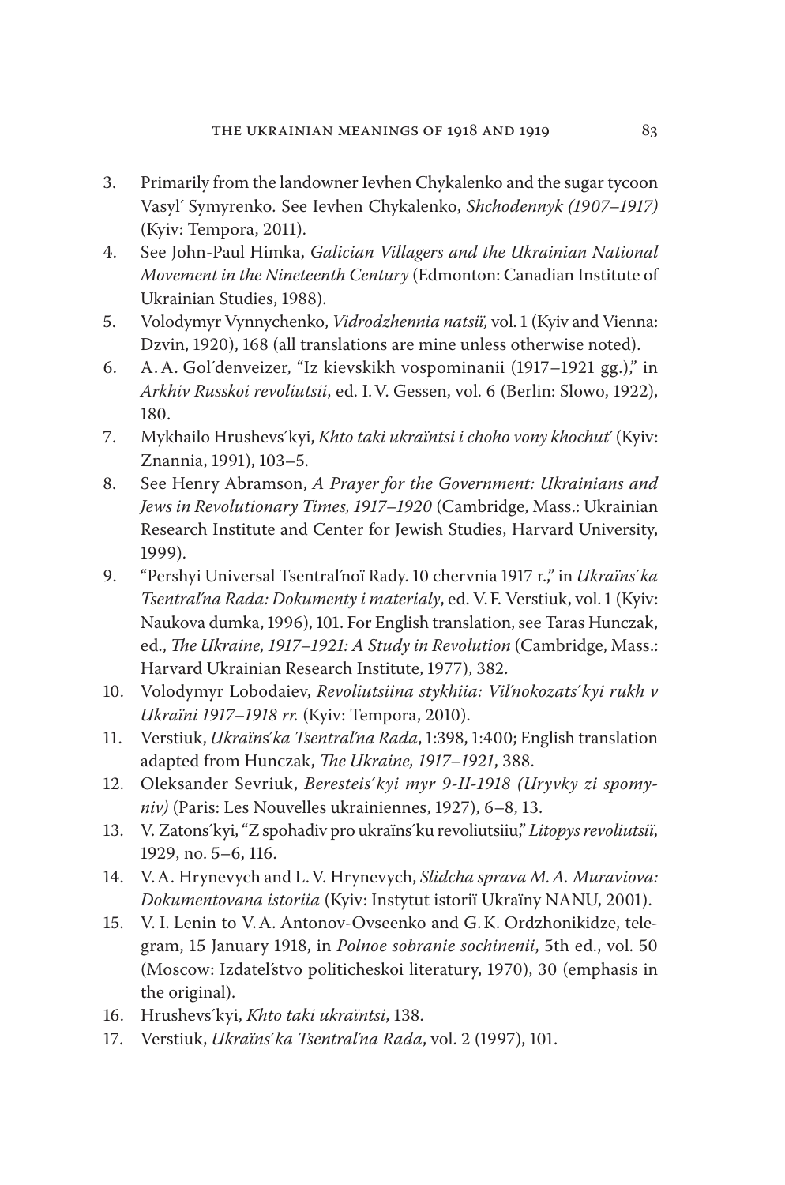3. Primarily from the landowner Ievhen Chykalenko and the sugar tycoon Vasyl′ Symyrenko. See Ievhen Chykalenko, *Shchodennyk (1907–1917)* (Kyiv: Tempora, 2011).
4. See John-Paul Himka, *Galician Villagers and the Ukrainian National Movement in the Nineteenth Century* (Edmonton: Canadian Institute of Ukrainian Studies, 1988).
5. Volodymyr Vynnychenko, *Vidrodzhennia natsiï*, vol. 1 (Kyiv and Vienna: Dzvin, 1920), 168 (all translations are mine unless otherwise noted).
6. A. A. Gol′denveizer, "Iz kievskikh vospominanii (1917–1921 gg.)," in *Arkhiv Russkoi revoliutsii*, ed. I. V. Gessen, vol. 6 (Berlin: Slowo, 1922), 180.
7. Mykhailo Hrushevs′kyi, *Khto taki ukraïntsi i choho vony khochut′* (Kyiv: Znannia, 1991), 103–5.
8. See Henry Abramson, *A Prayer for the Government: Ukrainians and Jews in Revolutionary Times, 1917–1920* (Cambridge, Mass.: Ukrainian Research Institute and Center for Jewish Studies, Harvard University, 1999).
9. "Pershyi Universal Tsentral′noï Rady. 10 chervnia 1917 r.," in *Ukraïns′ka Tsentral′na Rada: Dokumenty i materialy*, ed. V. F. Verstiuk, vol. 1 (Kyiv: Naukova dumka, 1996), 101. For English translation, see Taras Hunczak, ed., *The Ukraine, 1917–1921: A Study in Revolution* (Cambridge, Mass.: Harvard Ukrainian Research Institute, 1977), 382.
10. Volodymyr Lobodaiev, *Revoliutsiina stykhiia: Vil′nokozats′kyi rukh v Ukraïni 1917–1918 rr.* (Kyiv: Tempora, 2010).
11. Verstiuk, *Ukraïns′ka Tsentral′na Rada*, 1:398, 1:400; English translation adapted from Hunczak, *The Ukraine, 1917–1921*, 388.
12. Oleksander Sevriuk, *Beresteis′kyi myr 9-II-1918 (Uryvky zi spomyniv)* (Paris: Les Nouvelles ukrainiennes, 1927), 6–8, 13.
13. V. Zatons′kyi, "Z spohadiv pro ukraïns′ku revoliutsiiu," *Litopys revoliutsiï*, 1929, no. 5–6, 116.
14. V. A. Hrynevych and L. V. Hrynevych, *Slidcha sprava M. A. Muraviova: Dokumentovana istoriia* (Kyiv: Instytut istoriï Ukraïny NANU, 2001).
15. V. I. Lenin to V. A. Antonov-Ovseenko and G. K. Ordzhonikidze, telegram, 15 January 1918, in *Polnoe sobranie sochinenii*, 5th ed., vol. 50 (Moscow: Izdatel′stvo politicheskoi literatury, 1970), 30 (emphasis in the original).
16. Hrushevs′kyi, *Khto taki ukraïntsi*, 138.
17. Verstiuk, *Ukraïns′ka Tsentral′na Rada*, vol. 2 (1997), 101.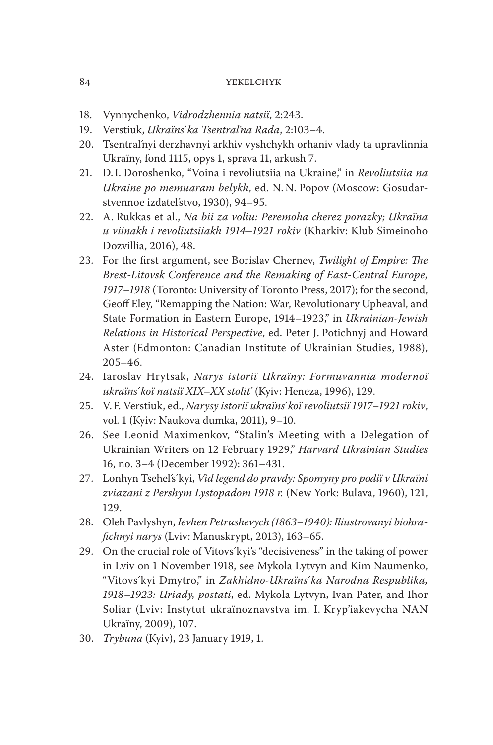18. Vynnychenko, *Vidrodzhennia natsiï*, 2:243.
19. Verstiuk, *Ukraïns´ka Tsentral′na Rada*, 2:103–4.
20. Tsentral′nyi derzhavnyi arkhiv vyshchykh orhaniv vlady ta upravlinnia Ukraïny, fond 1115, opys 1, sprava 11, arkush 7.
21. D. I. Doroshenko, "Voina i revoliutsiia na Ukraine," in *Revoliutsiia na Ukraine po memuaram belykh*, ed. N. N. Popov (Moscow: Gosudarstvennoe izdatel′stvo, 1930), 94–95.
22. A. Rukkas et al., *Na bii za voliu: Peremoha cherez porazky; Ukraïna u viinakh i revoliutsiiakh 1914–1921 rokiv* (Kharkiv: Klub Simeinoho Dozvillia, 2016), 48.
23. For the first argument, see Borislav Chernev, *Twilight of Empire: The Brest-Litovsk Conference and the Remaking of East-Central Europe, 1917–1918* (Toronto: University of Toronto Press, 2017); for the second, Geoff Eley, "Remapping the Nation: War, Revolutionary Upheaval, and State Formation in Eastern Europe, 1914–1923," in *Ukrainian-Jewish Relations in Historical Perspective*, ed. Peter J. Potichnyj and Howard Aster (Edmonton: Canadian Institute of Ukrainian Studies, 1988), 205–46.
24. Iaroslav Hrytsak, *Narys istoriï Ukraïny: Formuvannia modernoï ukraïns´koï natsiï XIX–XX stolit´* (Kyiv: Heneza, 1996), 129.
25. V. F. Verstiuk, ed., *Narysy istoriï ukraïns´koï revoliutsiï 1917–1921 rokiv*, vol. 1 (Kyiv: Naukova dumka, 2011), 9–10.
26. See Leonid Maximenkov, "Stalin's Meeting with a Delegation of Ukrainian Writers on 12 February 1929," *Harvard Ukrainian Studies* 16, no. 3–4 (December 1992): 361–431.
27. Lonhyn Tsehel′s´kyi, *Vid legend do pravdy: Spomyny pro podiï v Ukraïni zviazani z Pershym Lystopadom 1918 r.* (New York: Bulava, 1960), 121, 129.
28. Oleh Pavlyshyn, *Ievhen Petrushevych (1863–1940): Iliustrovanyi biohrafichnyi narys* (Lviv: Manuskrypt, 2013), 163–65.
29. On the crucial role of Vitovs´kyi's "decisiveness" in the taking of power in Lviv on 1 November 1918, see Mykola Lytvyn and Kim Naumenko, "Vitovs´kyi Dmytro," in *Zakhidno-Ukraïns´ka Narodna Respublika, 1918–1923: Uriady, postati*, ed. Mykola Lytvyn, Ivan Pater, and Ihor Soliar (Lviv: Instytut ukraïnoznavstva im. I. Kryp'iakevycha NAN Ukraïny, 2009), 107.
30. *Trybuna* (Kyiv), 23 January 1919, 1.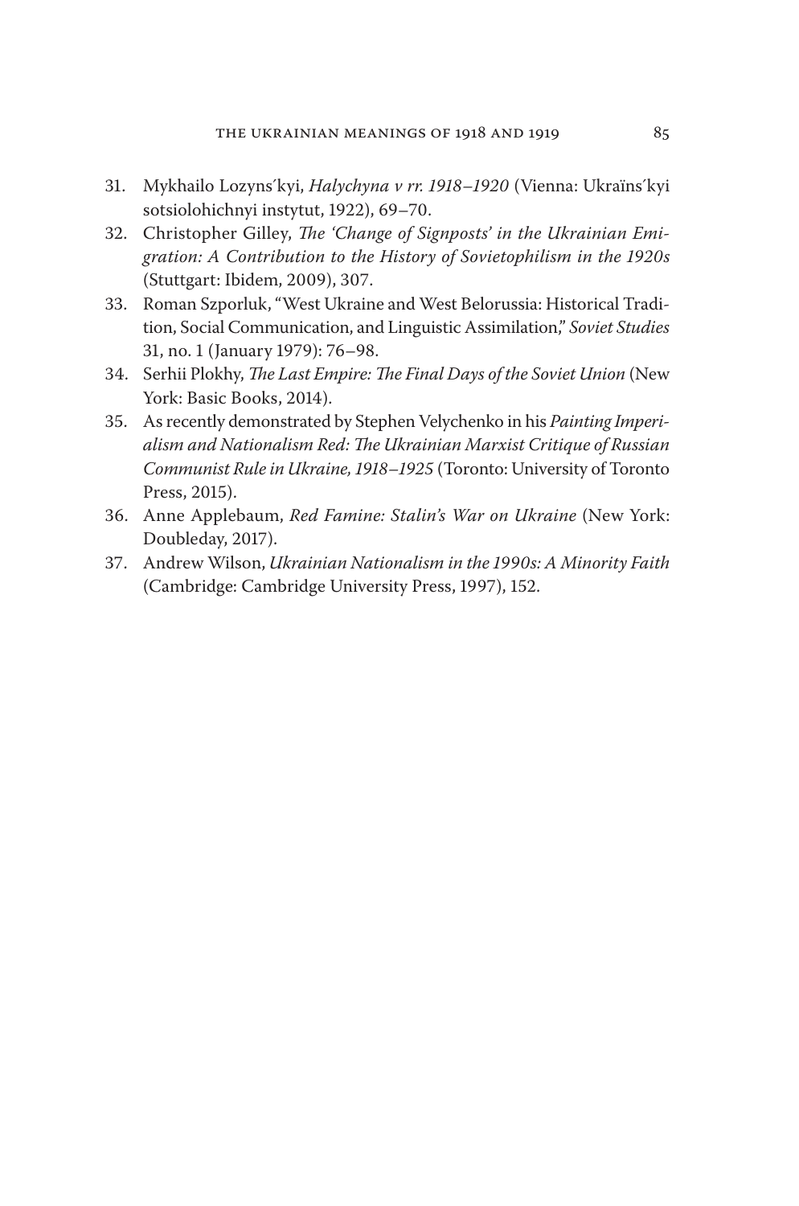31. Mykhailo Lozyns´kyi, *Halychyna v rr. 1918–1920* (Vienna: Ukraïns´kyi sotsiolohichnyi instytut, 1922), 69–70.
32. Christopher Gilley, *The 'Change of Signposts' in the Ukrainian Emigration: A Contribution to the History of Sovietophilism in the 1920s* (Stuttgart: Ibidem, 2009), 307.
33. Roman Szporluk, "West Ukraine and West Belorussia: Historical Tradition, Social Communication, and Linguistic Assimilation," *Soviet Studies* 31, no. 1 (January 1979): 76–98.
34. Serhii Plokhy, *The Last Empire: The Final Days of the Soviet Union* (New York: Basic Books, 2014).
35. As recently demonstrated by Stephen Velychenko in his *Painting Imperialism and Nationalism Red: The Ukrainian Marxist Critique of Russian Communist Rule in Ukraine, 1918–1925* (Toronto: University of Toronto Press, 2015).
36. Anne Applebaum, *Red Famine: Stalin's War on Ukraine* (New York: Doubleday, 2017).
37. Andrew Wilson, *Ukrainian Nationalism in the 1990s: A Minority Faith* (Cambridge: Cambridge University Press, 1997), 152.